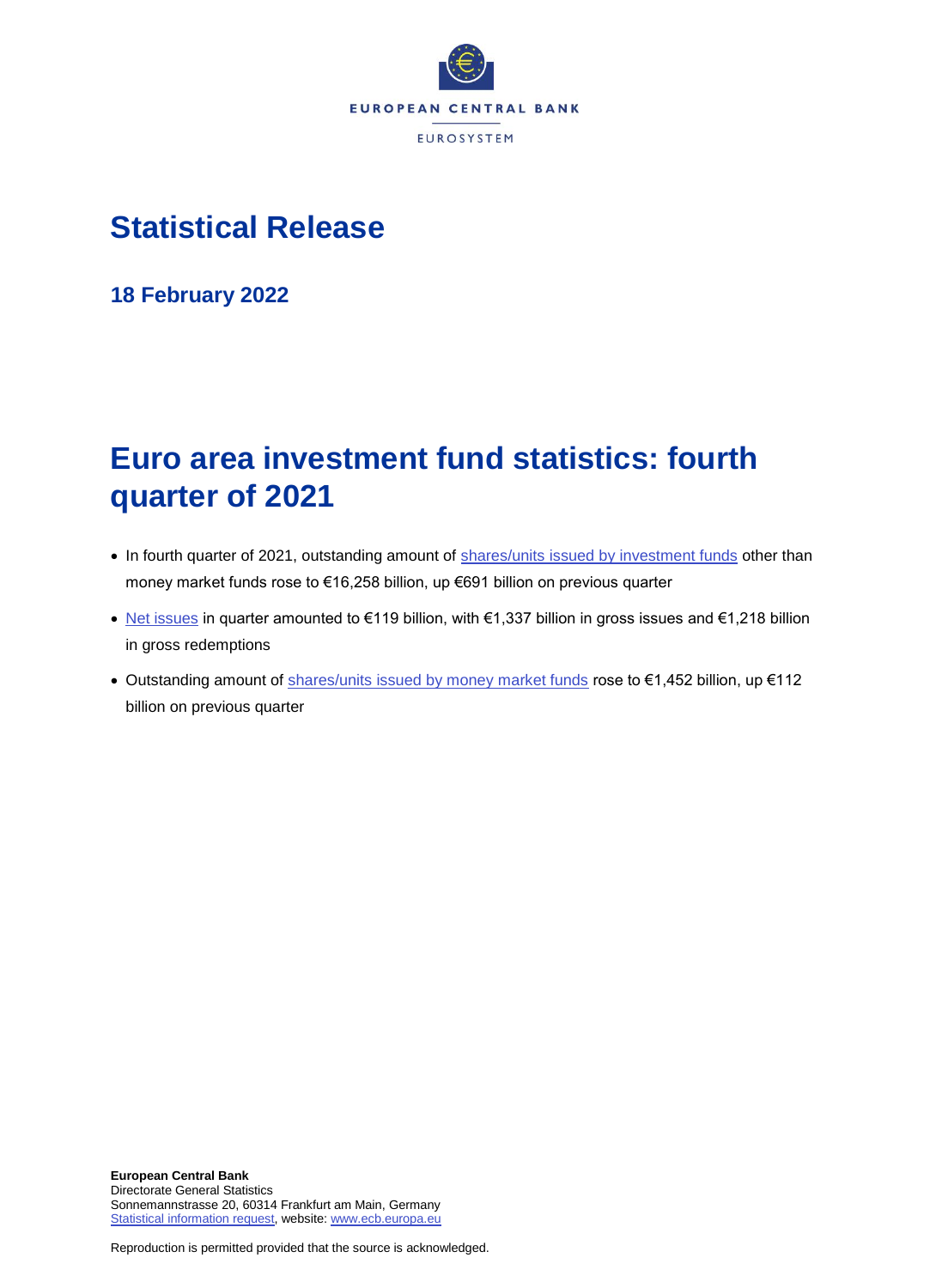EUROPEAN CENTRAL BANK

EUROSYSTEM

# Statistical Release

## 18 February 2022

# Euro area investment fund statistics: fourth quarter of 2021

- In fourth quarter of 2021, outstanding amount of shares/units issued by investment funds other than money market funds rose to €16,258 billion, up €691 billion on previous quarter
- Net issues in quarter amounted to €119 billion, with €1,337 billion in gross issues and €1,218 billion in gross redemptions
- Outstanding amount of shares/units issued by money market funds rose to €1,452 billion, up €112 billion on previous quarter

**European Central Bank**
Directorate General Statistics
Sonnemannstrasse 20, 60314 Frankfurt am Main, Germany
Statistical information request, website: www.ecb.europa.eu

Reproduction is permitted provided that the source is acknowledged.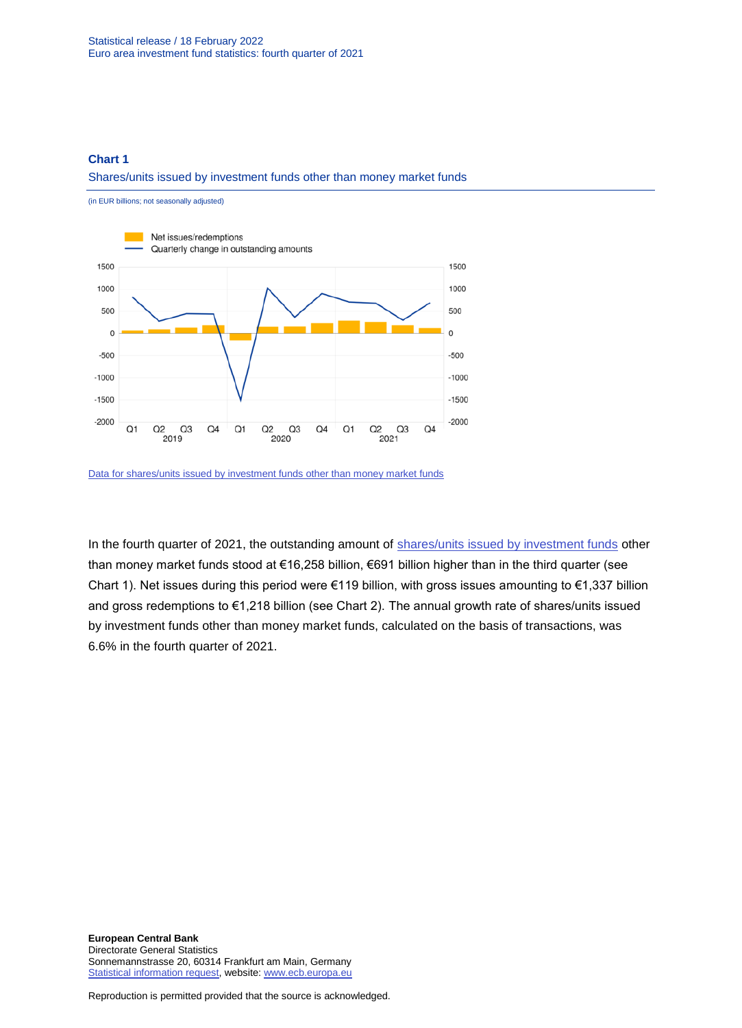## Chart 1

Shares/units issued by investment funds other than money market funds

(in EUR billions; not seasonally adjusted)

Data for shares/units issued by investment funds other than money market funds

In the fourth quarter of 2021, the outstanding amount of shares/units issued by investment funds other than money market funds stood at €16,258 billion, €691 billion higher than in the third quarter (see Chart 1). Net issues during this period were €119 billion, with gross issues amounting to €1,337 billion and gross redemptions to €1,218 billion (see Chart 2). The annual growth rate of shares/units issued by investment funds other than money market funds, calculated on the basis of transactions, was 6.6% in the fourth quarter of 2021.

**European Central Bank**
Directorate General Statistics
Sonnemannstrasse 20, 60314 Frankfurt am Main, Germany
Statistical information request, website: www.ecb.europa.eu

Reproduction is permitted provided that the source is acknowledged.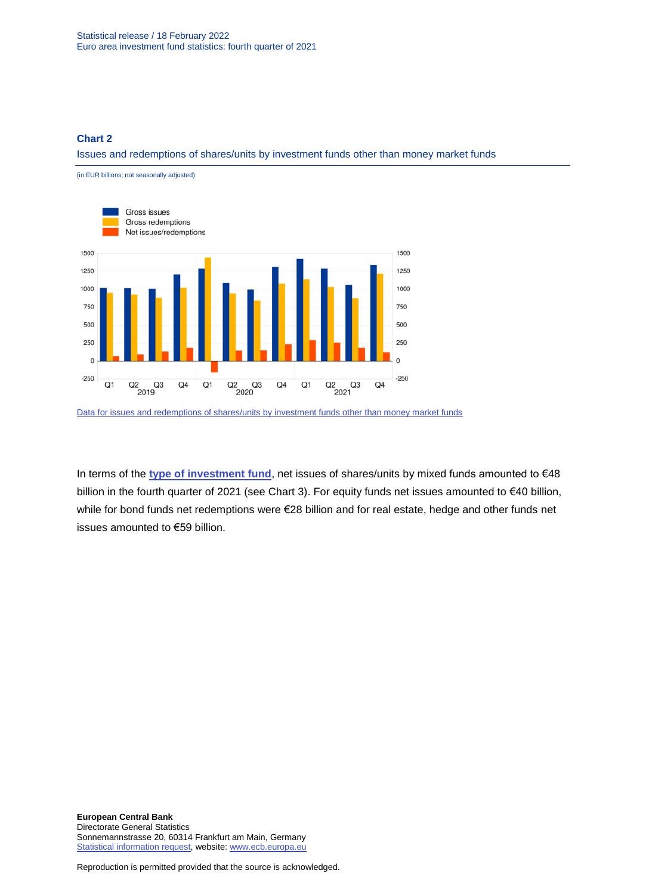**Chart 2**

Issues and redemptions of shares/units by investment funds other than money market funds

(in EUR billions; not seasonally adjusted)

Data for issues and redemptions of shares/units by investment funds other than money market funds

In terms of the **type of investment fund**, net issues of shares/units by mixed funds amounted to €48 billion in the fourth quarter of 2021 (see Chart 3). For equity funds net issues amounted to €40 billion, while for bond funds net redemptions were €28 billion and for real estate, hedge and other funds net issues amounted to €59 billion.

**European Central Bank**
Directorate General Statistics
Sonnemannstrasse 20, 60314 Frankfurt am Main, Germany
Statistical information request, website: www.ecb.europa.eu

Reproduction is permitted provided that the source is acknowledged.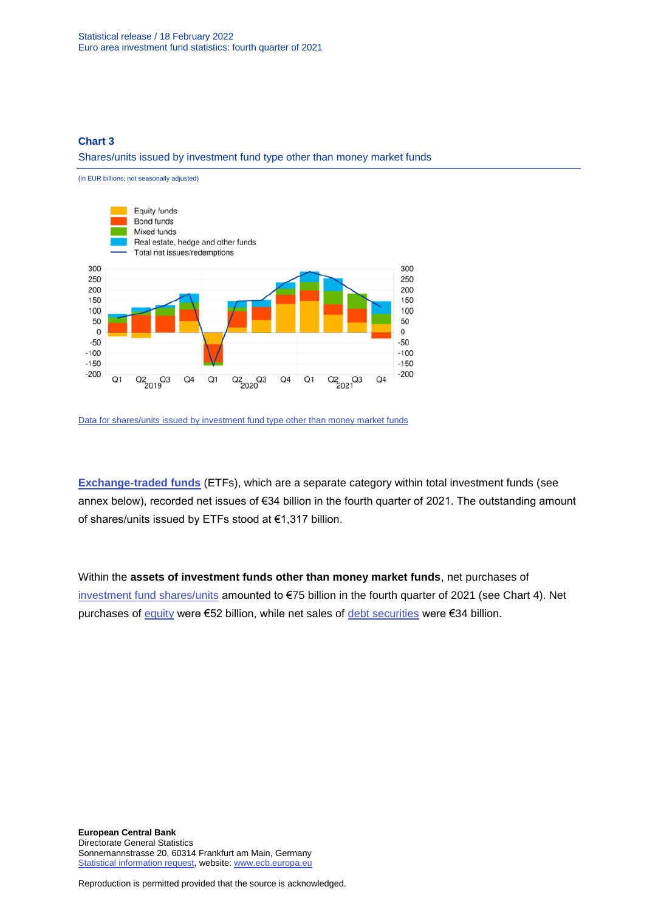**Chart 3**

Shares/units issued by investment fund type other than money market funds

(in EUR billions; not seasonally adjusted)

Data for shares/units issued by investment fund type other than money market funds

**Exchange-traded funds** (ETFs), which are a separate category within total investment funds (see annex below), recorded net issues of €34 billion in the fourth quarter of 2021. The outstanding amount of shares/units issued by ETFs stood at €1,317 billion.

Within the **assets of investment funds other than money market funds**, net purchases of investment fund shares/units amounted to €75 billion in the fourth quarter of 2021 (see Chart 4). Net purchases of equity were €52 billion, while net sales of debt securities were €34 billion.

**European Central Bank**
Directorate General Statistics
Sonnemannstrasse 20, 60314 Frankfurt am Main, Germany
Statistical information request, website: www.ecb.europa.eu

Reproduction is permitted provided that the source is acknowledged.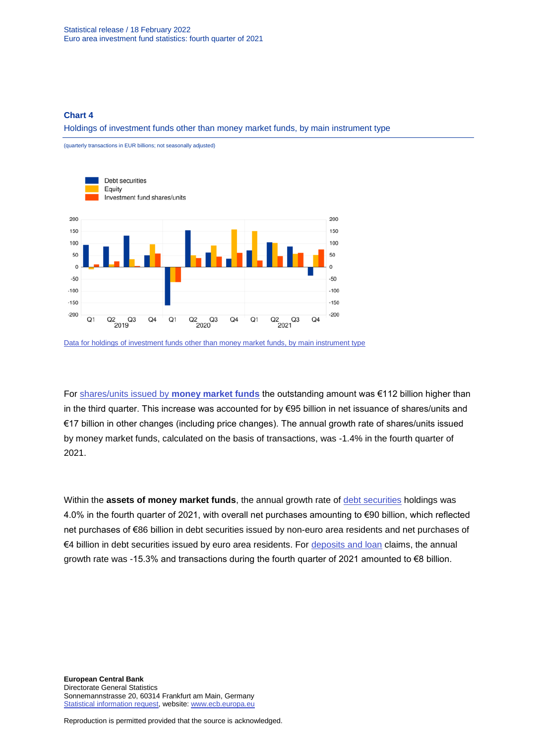**Chart 4**

Holdings of investment funds other than money market funds, by main instrument type

(quarterly transactions in EUR billions; not seasonally adjusted)

[Data for holdings of investment funds other than money market funds, by main instrument type]

For [shares/units issued by **money market funds**] the outstanding amount was €112 billion higher than in the third quarter. This increase was accounted for by €95 billion in net issuance of shares/units and €17 billion in other changes (including price changes). The annual growth rate of shares/units issued by money market funds, calculated on the basis of transactions, was -1.4% in the fourth quarter of 2021.

Within the **assets of money market funds**, the annual growth rate of [debt securities] holdings was 4.0% in the fourth quarter of 2021, with overall net purchases amounting to €90 billion, which reflected net purchases of €86 billion in debt securities issued by non-euro area residents and net purchases of €4 billion in debt securities issued by euro area residents. For [deposits and loan] claims, the annual growth rate was -15.3% and transactions during the fourth quarter of 2021 amounted to €8 billion.

**European Central Bank**
Directorate General Statistics
Sonnemannstrasse 20, 60314 Frankfurt am Main, Germany
Statistical information request, website: www.ecb.europa.eu

Reproduction is permitted provided that the source is acknowledged.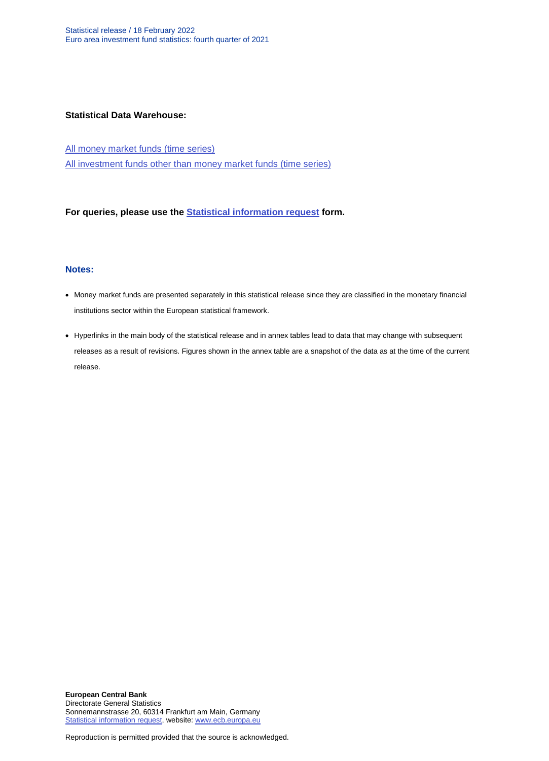**Statistical Data Warehouse:**

All money market funds (time series)

All investment funds other than money market funds (time series)

**For queries, please use the Statistical information request form.**

## Notes:

- Money market funds are presented separately in this statistical release since they are classified in the monetary financial institutions sector within the European statistical framework.
- Hyperlinks in the main body of the statistical release and in annex tables lead to data that may change with subsequent releases as a result of revisions. Figures shown in the annex table are a snapshot of the data as at the time of the current release.

**European Central Bank**
Directorate General Statistics
Sonnemannstrasse 20, 60314 Frankfurt am Main, Germany
Statistical information request, website: www.ecb.europa.eu

Reproduction is permitted provided that the source is acknowledged.